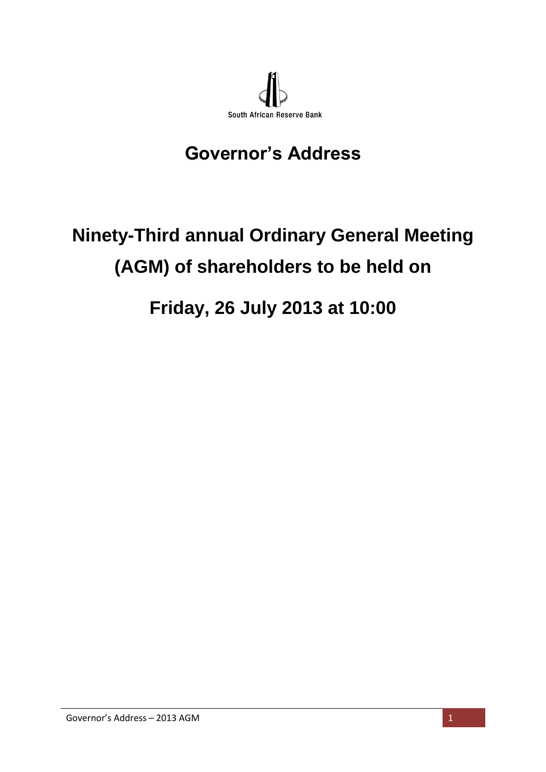South African Reserve Bank

# Governor's Address

# Ninety-Third annual Ordinary General Meeting (AGM) of shareholders to be held on

# Friday, 26 July 2013 at 10:00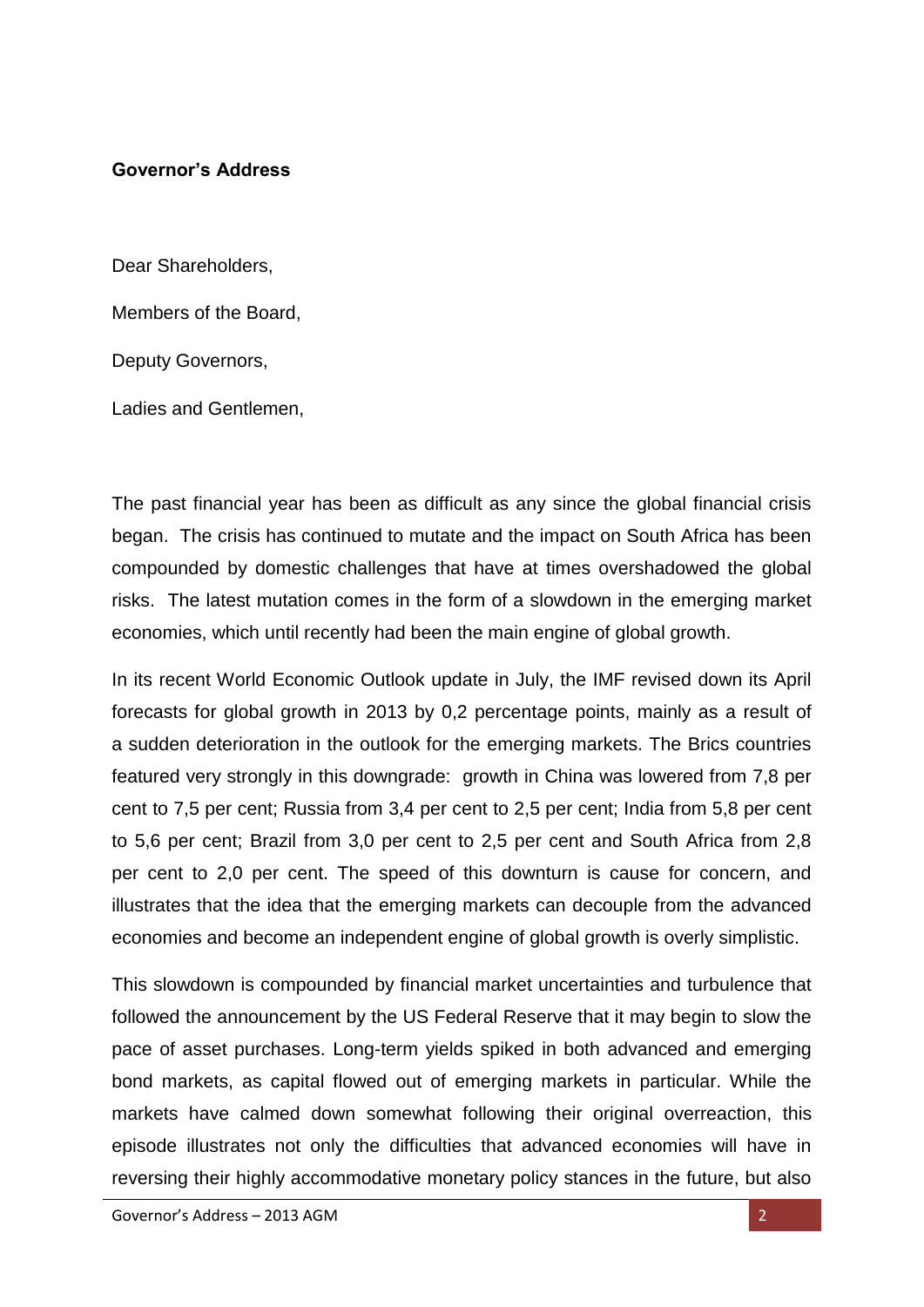**Governor's Address**

Dear Shareholders,

Members of the Board,

Deputy Governors,

Ladies and Gentlemen,

The past financial year has been as difficult as any since the global financial crisis began. The crisis has continued to mutate and the impact on South Africa has been compounded by domestic challenges that have at times overshadowed the global risks. The latest mutation comes in the form of a slowdown in the emerging market economies, which until recently had been the main engine of global growth.

In its recent World Economic Outlook update in July, the IMF revised down its April forecasts for global growth in 2013 by 0,2 percentage points, mainly as a result of a sudden deterioration in the outlook for the emerging markets. The Brics countries featured very strongly in this downgrade: growth in China was lowered from 7,8 per cent to 7,5 per cent; Russia from 3,4 per cent to 2,5 per cent; India from 5,8 per cent to 5,6 per cent; Brazil from 3,0 per cent to 2,5 per cent and South Africa from 2,8 per cent to 2,0 per cent. The speed of this downturn is cause for concern, and illustrates that the idea that the emerging markets can decouple from the advanced economies and become an independent engine of global growth is overly simplistic.

This slowdown is compounded by financial market uncertainties and turbulence that followed the announcement by the US Federal Reserve that it may begin to slow the pace of asset purchases. Long-term yields spiked in both advanced and emerging bond markets, as capital flowed out of emerging markets in particular. While the markets have calmed down somewhat following their original overreaction, this episode illustrates not only the difficulties that advanced economies will have in reversing their highly accommodative monetary policy stances in the future, but also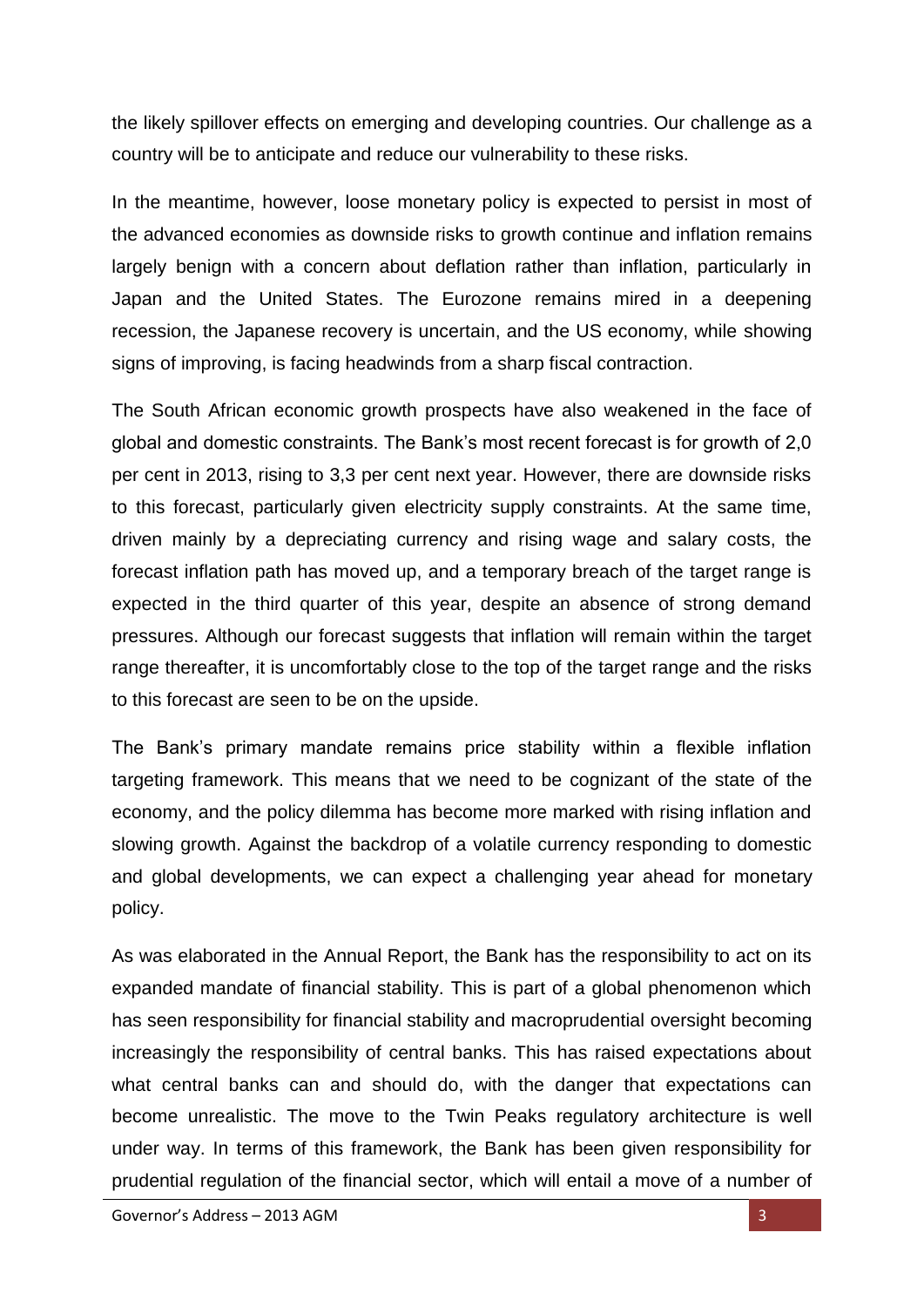the likely spillover effects on emerging and developing countries. Our challenge as a country will be to anticipate and reduce our vulnerability to these risks.

In the meantime, however, loose monetary policy is expected to persist in most of the advanced economies as downside risks to growth continue and inflation remains largely benign with a concern about deflation rather than inflation, particularly in Japan and the United States. The Eurozone remains mired in a deepening recession, the Japanese recovery is uncertain, and the US economy, while showing signs of improving, is facing headwinds from a sharp fiscal contraction.

The South African economic growth prospects have also weakened in the face of global and domestic constraints. The Bank's most recent forecast is for growth of 2,0 per cent in 2013, rising to 3,3 per cent next year. However, there are downside risks to this forecast, particularly given electricity supply constraints. At the same time, driven mainly by a depreciating currency and rising wage and salary costs, the forecast inflation path has moved up, and a temporary breach of the target range is expected in the third quarter of this year, despite an absence of strong demand pressures. Although our forecast suggests that inflation will remain within the target range thereafter, it is uncomfortably close to the top of the target range and the risks to this forecast are seen to be on the upside.

The Bank's primary mandate remains price stability within a flexible inflation targeting framework. This means that we need to be cognizant of the state of the economy, and the policy dilemma has become more marked with rising inflation and slowing growth. Against the backdrop of a volatile currency responding to domestic and global developments, we can expect a challenging year ahead for monetary policy.

As was elaborated in the Annual Report, the Bank has the responsibility to act on its expanded mandate of financial stability. This is part of a global phenomenon which has seen responsibility for financial stability and macroprudential oversight becoming increasingly the responsibility of central banks. This has raised expectations about what central banks can and should do, with the danger that expectations can become unrealistic. The move to the Twin Peaks regulatory architecture is well under way. In terms of this framework, the Bank has been given responsibility for prudential regulation of the financial sector, which will entail a move of a number of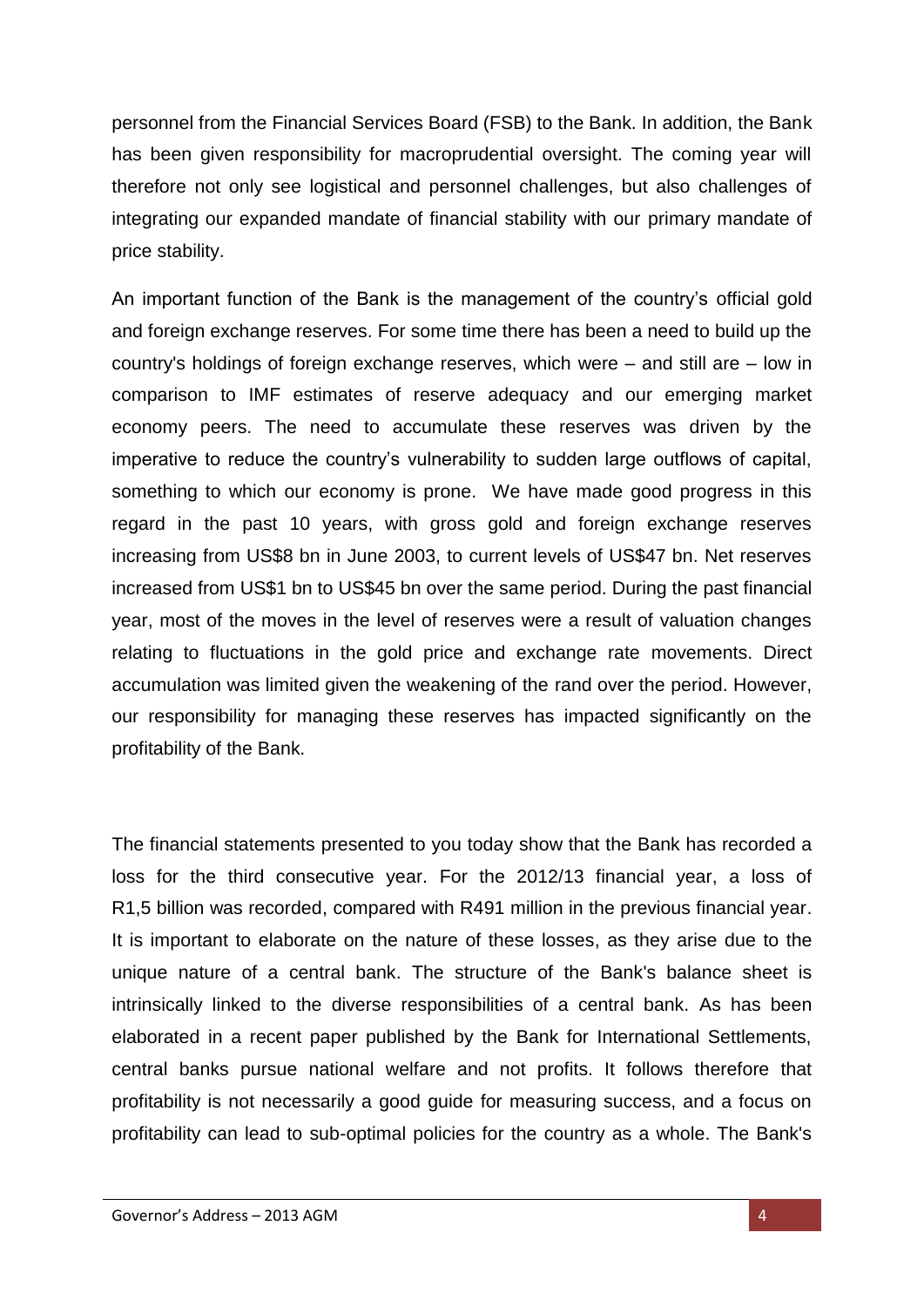personnel from the Financial Services Board (FSB) to the Bank. In addition, the Bank has been given responsibility for macroprudential oversight. The coming year will therefore not only see logistical and personnel challenges, but also challenges of integrating our expanded mandate of financial stability with our primary mandate of price stability.

An important function of the Bank is the management of the country's official gold and foreign exchange reserves. For some time there has been a need to build up the country's holdings of foreign exchange reserves, which were – and still are – low in comparison to IMF estimates of reserve adequacy and our emerging market economy peers. The need to accumulate these reserves was driven by the imperative to reduce the country's vulnerability to sudden large outflows of capital, something to which our economy is prone. We have made good progress in this regard in the past 10 years, with gross gold and foreign exchange reserves increasing from US$8 bn in June 2003, to current levels of US$47 bn. Net reserves increased from US$1 bn to US$45 bn over the same period. During the past financial year, most of the moves in the level of reserves were a result of valuation changes relating to fluctuations in the gold price and exchange rate movements. Direct accumulation was limited given the weakening of the rand over the period. However, our responsibility for managing these reserves has impacted significantly on the profitability of the Bank.

The financial statements presented to you today show that the Bank has recorded a loss for the third consecutive year. For the 2012/13 financial year, a loss of R1,5 billion was recorded, compared with R491 million in the previous financial year. It is important to elaborate on the nature of these losses, as they arise due to the unique nature of a central bank. The structure of the Bank's balance sheet is intrinsically linked to the diverse responsibilities of a central bank. As has been elaborated in a recent paper published by the Bank for International Settlements, central banks pursue national welfare and not profits. It follows therefore that profitability is not necessarily a good guide for measuring success, and a focus on profitability can lead to sub-optimal policies for the country as a whole. The Bank's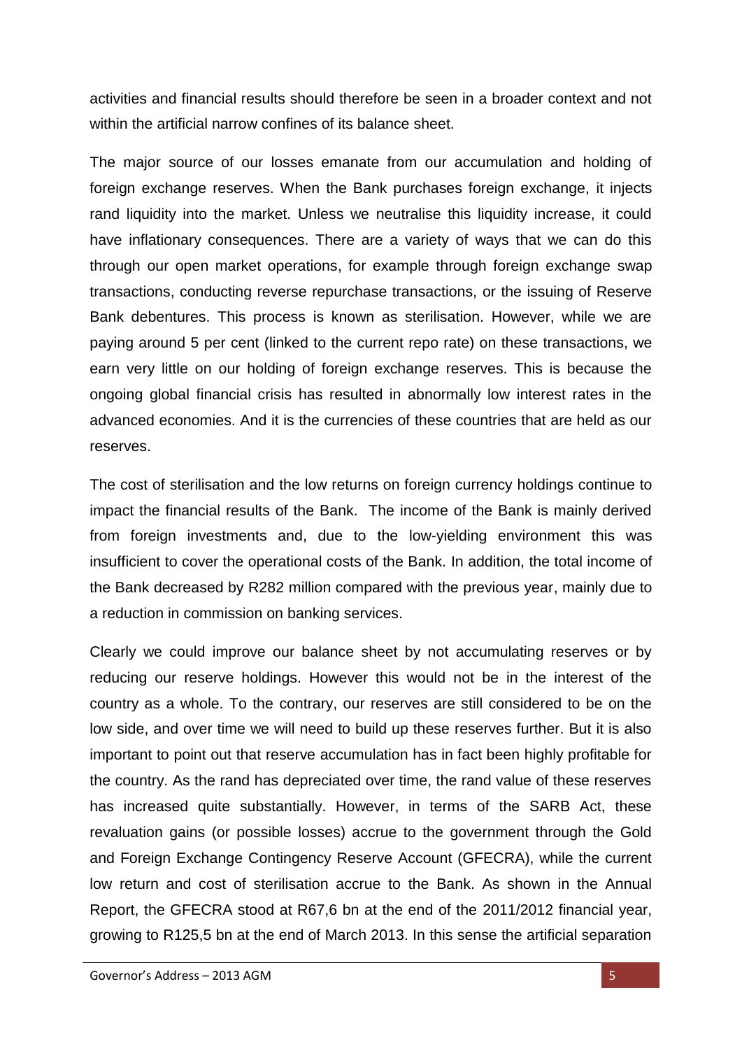activities and financial results should therefore be seen in a broader context and not within the artificial narrow confines of its balance sheet.

The major source of our losses emanate from our accumulation and holding of foreign exchange reserves. When the Bank purchases foreign exchange, it injects rand liquidity into the market. Unless we neutralise this liquidity increase, it could have inflationary consequences. There are a variety of ways that we can do this through our open market operations, for example through foreign exchange swap transactions, conducting reverse repurchase transactions, or the issuing of Reserve Bank debentures. This process is known as sterilisation. However, while we are paying around 5 per cent (linked to the current repo rate) on these transactions, we earn very little on our holding of foreign exchange reserves. This is because the ongoing global financial crisis has resulted in abnormally low interest rates in the advanced economies. And it is the currencies of these countries that are held as our reserves.

The cost of sterilisation and the low returns on foreign currency holdings continue to impact the financial results of the Bank. The income of the Bank is mainly derived from foreign investments and, due to the low-yielding environment this was insufficient to cover the operational costs of the Bank. In addition, the total income of the Bank decreased by R282 million compared with the previous year, mainly due to a reduction in commission on banking services.

Clearly we could improve our balance sheet by not accumulating reserves or by reducing our reserve holdings. However this would not be in the interest of the country as a whole. To the contrary, our reserves are still considered to be on the low side, and over time we will need to build up these reserves further. But it is also important to point out that reserve accumulation has in fact been highly profitable for the country. As the rand has depreciated over time, the rand value of these reserves has increased quite substantially. However, in terms of the SARB Act, these revaluation gains (or possible losses) accrue to the government through the Gold and Foreign Exchange Contingency Reserve Account (GFECRA), while the current low return and cost of sterilisation accrue to the Bank. As shown in the Annual Report, the GFECRA stood at R67,6 bn at the end of the 2011/2012 financial year, growing to R125,5 bn at the end of March 2013. In this sense the artificial separation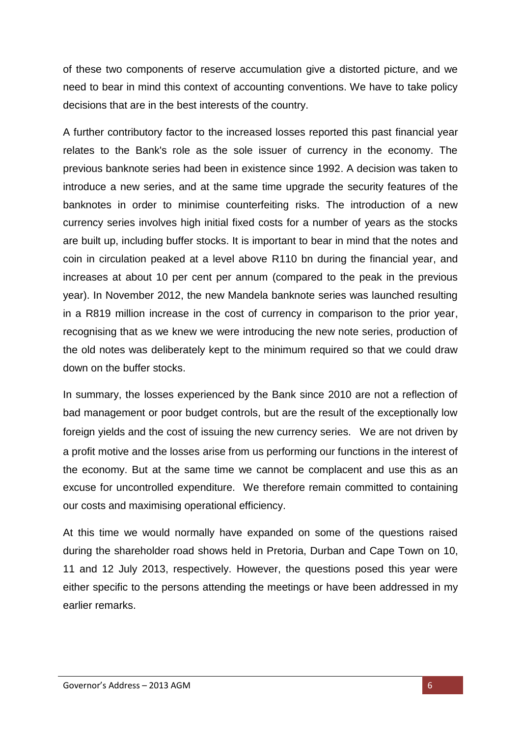of these two components of reserve accumulation give a distorted picture, and we need to bear in mind this context of accounting conventions. We have to take policy decisions that are in the best interests of the country.

A further contributory factor to the increased losses reported this past financial year relates to the Bank's role as the sole issuer of currency in the economy. The previous banknote series had been in existence since 1992. A decision was taken to introduce a new series, and at the same time upgrade the security features of the banknotes in order to minimise counterfeiting risks. The introduction of a new currency series involves high initial fixed costs for a number of years as the stocks are built up, including buffer stocks. It is important to bear in mind that the notes and coin in circulation peaked at a level above R110 bn during the financial year, and increases at about 10 per cent per annum (compared to the peak in the previous year). In November 2012, the new Mandela banknote series was launched resulting in a R819 million increase in the cost of currency in comparison to the prior year, recognising that as we knew we were introducing the new note series, production of the old notes was deliberately kept to the minimum required so that we could draw down on the buffer stocks.

In summary, the losses experienced by the Bank since 2010 are not a reflection of bad management or poor budget controls, but are the result of the exceptionally low foreign yields and the cost of issuing the new currency series. We are not driven by a profit motive and the losses arise from us performing our functions in the interest of the economy. But at the same time we cannot be complacent and use this as an excuse for uncontrolled expenditure. We therefore remain committed to containing our costs and maximising operational efficiency.

At this time we would normally have expanded on some of the questions raised during the shareholder road shows held in Pretoria, Durban and Cape Town on 10, 11 and 12 July 2013, respectively. However, the questions posed this year were either specific to the persons attending the meetings or have been addressed in my earlier remarks.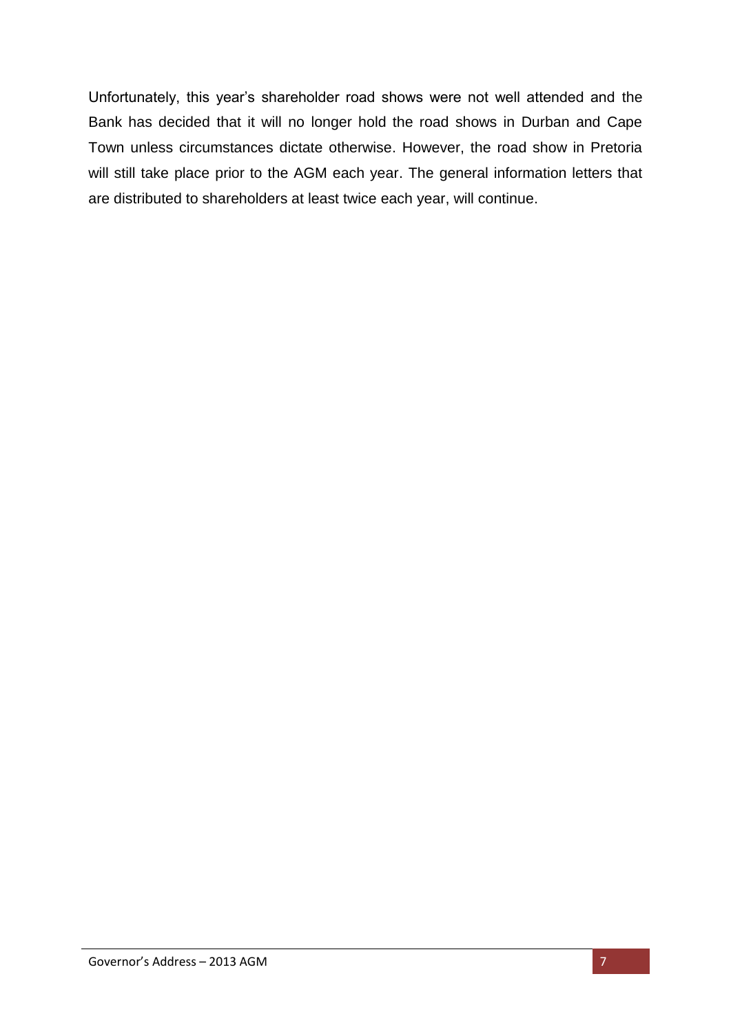Unfortunately, this year's shareholder road shows were not well attended and the Bank has decided that it will no longer hold the road shows in Durban and Cape Town unless circumstances dictate otherwise. However, the road show in Pretoria will still take place prior to the AGM each year. The general information letters that are distributed to shareholders at least twice each year, will continue.